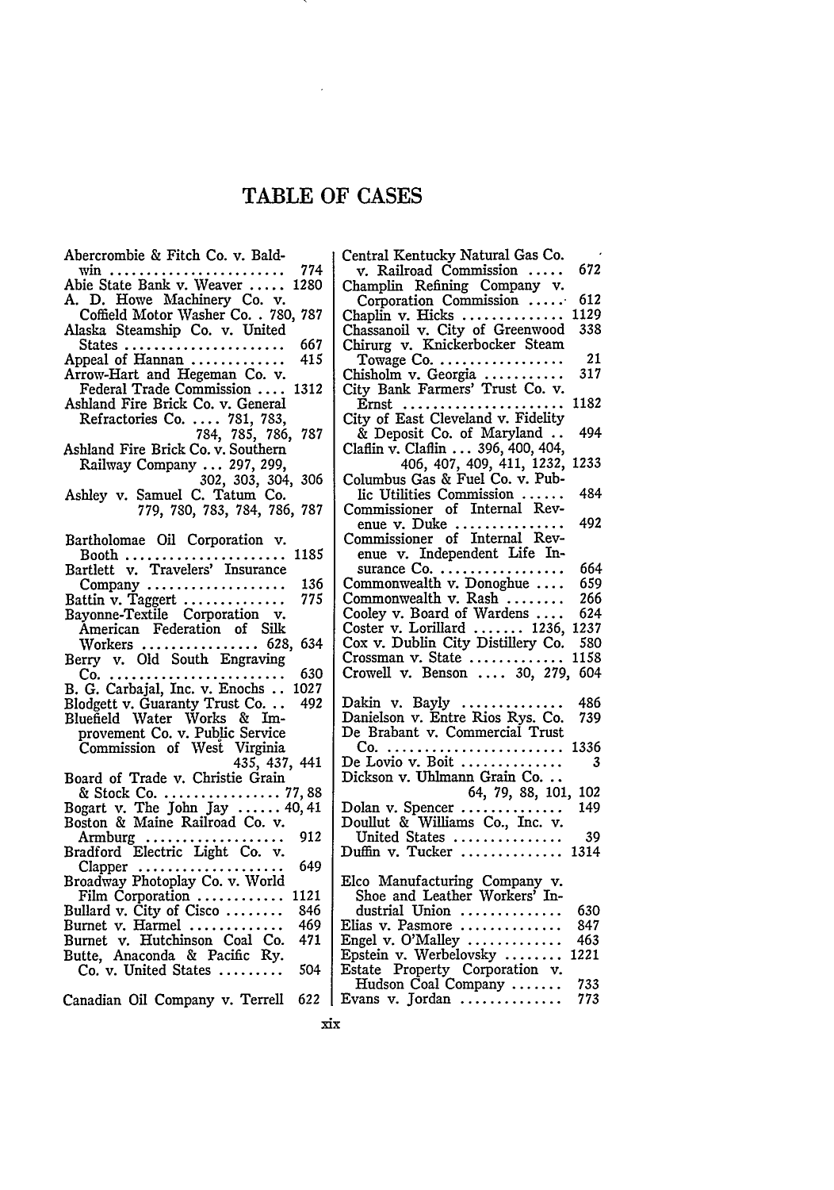# TABLE OF CASES

Abercrombie & Fitch Co. v. Baldwin ........ 774
Abie State Bank v. Weaver ..... 1280
A. D. Howe Machinery Co. v. Coffield Motor Washer Co. . 780, 787
Alaska Steamship Co. v. United States ........ 667
Appeal of Hannan ........ 415
Arrow-Hart and Hegeman Co. v. Federal Trade Commission .... 1312
Ashland Fire Brick Co. v. General Refractories Co. .... 781, 783, 784, 785, 786, 787
Ashland Fire Brick Co. v. Southern Railway Company ... 297, 299, 302, 303, 304, 306
Ashley v. Samuel C. Tatum Co. 779, 780, 783, 784, 786, 787

Bartholomae Oil Corporation v. Booth ........ 1185
Bartlett v. Travelers' Insurance Company ........ 136
Battin v. Taggert ........ 775
Bayonne-Textile Corporation v. American Federation of Silk Workers ........ 628, 634
Berry v. Old South Engraving Co. ........ 630
B. G. Carbajal, Inc. v. Enochs .. 1027
Blodgett v. Guaranty Trust Co. .. 492
Bluefield Water Works & Improvement Co. v. Public Service Commission of West Virginia 435, 437, 441
Board of Trade v. Christie Grain & Stock Co. ........ 77, 88
Bogart v. The John Jay ...... 40, 41
Boston & Maine Railroad Co. v. Armburg ........ 912
Bradford Electric Light Co. v. Clapper ........ 649
Broadway Photoplay Co. v. World Film Corporation ........ 1121
Bullard v. City of Cisco ........ 846
Burnet v. Harmel ........ 469
Burnet v. Hutchinson Coal Co. 471
Butte, Anaconda & Pacific Ry. Co. v. United States ........ 504

Canadian Oil Company v. Terrell 622
Central Kentucky Natural Gas Co. v. Railroad Commission ..... 672
Champlin Refining Company v. Corporation Commission ..... 612
Chaplin v. Hicks ........ 1129
Chassanoil v. City of Greenwood 338
Chirurg v. Knickerbocker Steam Towage Co. ........ 21
Chisholm v. Georgia ........ 317
City Bank Farmers' Trust Co. v. Ernst ........ 1182
City of East Cleveland v. Fidelity & Deposit Co. of Maryland .. 494
Claflin v. Claflin ... 396, 400, 404, 406, 407, 409, 411, 1232, 1233
Columbus Gas & Fuel Co. v. Public Utilities Commission ...... 484
Commissioner of Internal Revenue v. Duke ........ 492
Commissioner of Internal Revenue v. Independent Life Insurance Co. ........ 664
Commonwealth v. Donoghue .... 659
Commonwealth v. Rash ........ 266
Cooley v. Board of Wardens .... 624
Coster v. Lorillard ....... 1236, 1237
Cox v. Dublin City Distillery Co. 580
Crossman v. State ........ 1158
Crowell v. Benson .... 30, 279, 604

Dakin v. Bayly ........ 486
Danielson v. Entre Rios Rys. Co. 739
De Brabant v. Commercial Trust Co. ........ 1336
De Lovio v. Boit ........ 3
Dickson v. Uhlmann Grain Co. .. 64, 79, 88, 101, 102
Dolan v. Spencer ........ 149
Doullut & Williams Co., Inc. v. United States ........ 39
Duffin v. Tucker ........ 1314

Elco Manufacturing Company v. Shoe and Leather Workers' Industrial Union ........ 630
Elias v. Pasmore ........ 847
Engel v. O'Malley ........ 463
Epstein v. Werbelovsky ........ 1221
Estate Property Corporation v. Hudson Coal Company ....... 733
Evans v. Jordan ........ 773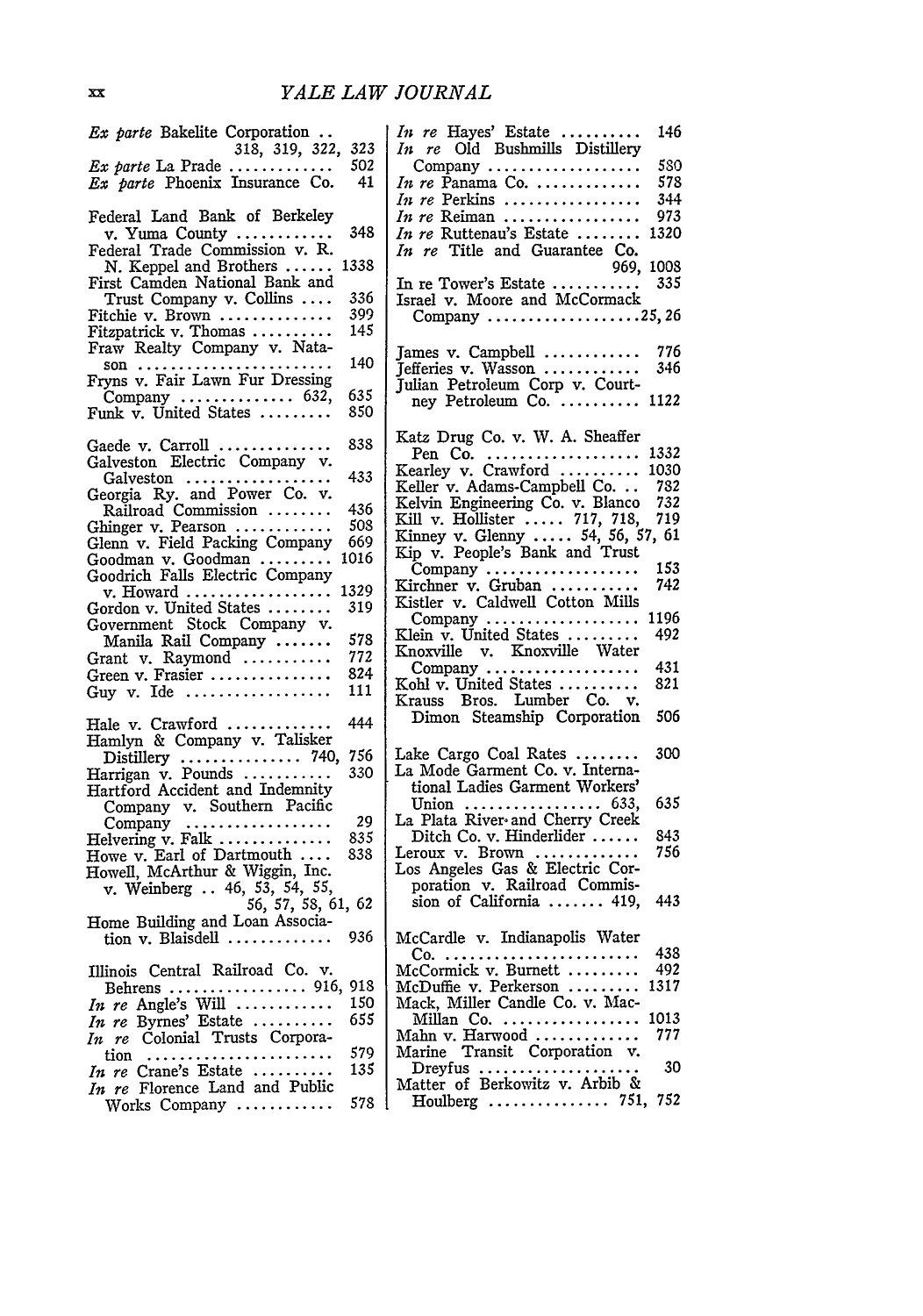*Ex parte* Bakelite Corporation .. 318, 319, 322, 323
*Ex parte* La Prade ............ 502
*Ex parte* Phoenix Insurance Co. 41

Federal Land Bank of Berkeley v. Yuma County ............ 348
Federal Trade Commission v. R. N. Keppel and Brothers ...... 1338
First Camden National Bank and Trust Company v. Collins .... 336
Fitchie v. Brown .............. 399
Fitzpatrick v. Thomas .......... 145
Fraw Realty Company v. Natason ........................ 140
Fryns v. Fair Lawn Fur Dressing Company .............. 632, 635
Funk v. United States ......... 850

Gaede v. Carroll .............. 838
Galveston Electric Company v. Galveston .................. 433
Georgia Ry. and Power Co. v. Railroad Commission ........ 436
Ghinger v. Pearson ............ 508
Glenn v. Field Packing Company 669
Goodman v. Goodman ......... 1016
Goodrich Falls Electric Company v. Howard ................. 1329
Gordon v. United States ........ 319
Government Stock Company v. Manila Rail Company ....... 578
Grant v. Raymond ........... 772
Green v. Frasier ............... 824
Guy v. Ide .................. 111

Hale v. Crawford ............. 444
Hamlyn & Company v. Talisker Distillery ............... 740, 756
Harrigan v. Pounds ........... 330
Hartford Accident and Indemnity Company v. Southern Pacific Company .................. 29
Helvering v. Falk ............. 835
Howe v. Earl of Dartmouth .... 838
Howell, McArthur & Wiggin, Inc. v. Weinberg .. 46, 53, 54, 55, 56, 57, 58, 61, 62
Home Building and Loan Association v. Blaisdell ............ 936

Illinois Central Railroad Co. v. Behrens ................. 916, 918
*In re* Angle's Will ............ 150
*In re* Byrnes' Estate .......... 655
*In re* Colonial Trusts Corporation ...................... 579
*In re* Crane's Estate .......... 135
*In re* Florence Land and Public Works Company ............ 578
*In re* Hayes' Estate .......... 146
*In re* Old Bushmills Distillery Company ................... 580
*In re* Panama Co. ............. 578
*In re* Perkins ................. 344
*In re* Reiman ................. 973
*In re* Ruttenau's Estate ........ 1320
*In re* Title and Guarantee Co. 969, 1008
In re Tower's Estate ........... 335
Israel v. Moore and McCormack Company ...................25, 26

James v. Campbell ............ 776
Jefferies v. Wasson ............ 346
Julian Petroleum Corp v. Courtney Petroleum Co. .......... 1122

Katz Drug Co. v. W. A. Sheaffer Pen Co. ................... 1332
Kearley v. Crawford .......... 1030
Keller v. Adams-Campbell Co. .. 782
Kelvin Engineering Co. v. Blanco 732
Kill v. Hollister ..... 717, 718, 719
Kinney v. Glenny ..... 54, 56, 57, 61
Kip v. People's Bank and Trust Company .................. 153
Kirchner v. Gruban ........... 742
Kistler v. Caldwell Cotton Mills Company .................. 1196
Klein v. United States ......... 492
Knoxville v. Knoxville Water Company .................. 431
Kohl v. United States .......... 821
Krauss Bros. Lumber Co. v. Dimon Steamship Corporation 506

Lake Cargo Coal Rates ........ 300
La Mode Garment Co. v. International Ladies Garment Workers' Union ................ 633, 635
La Plata River and Cherry Creek Ditch Co. v. Hinderlider ...... 843
Leroux v. Brown ............. 756
Los Angeles Gas & Electric Corporation v. Railroad Commission of California ....... 419, 443

McCardle v. Indianapolis Water Co. ........................ 438
McCormick v. Burnett ......... 492
McDuffie v. Perkerson ......... 1317
Mack, Miller Candle Co. v. MacMillan Co. ................. 1013
Mahn v. Harwood ............. 777
Marine Transit Corporation v. Dreyfus .................... 30
Matter of Berkowitz v. Arbib & Houlberg ............... 751, 752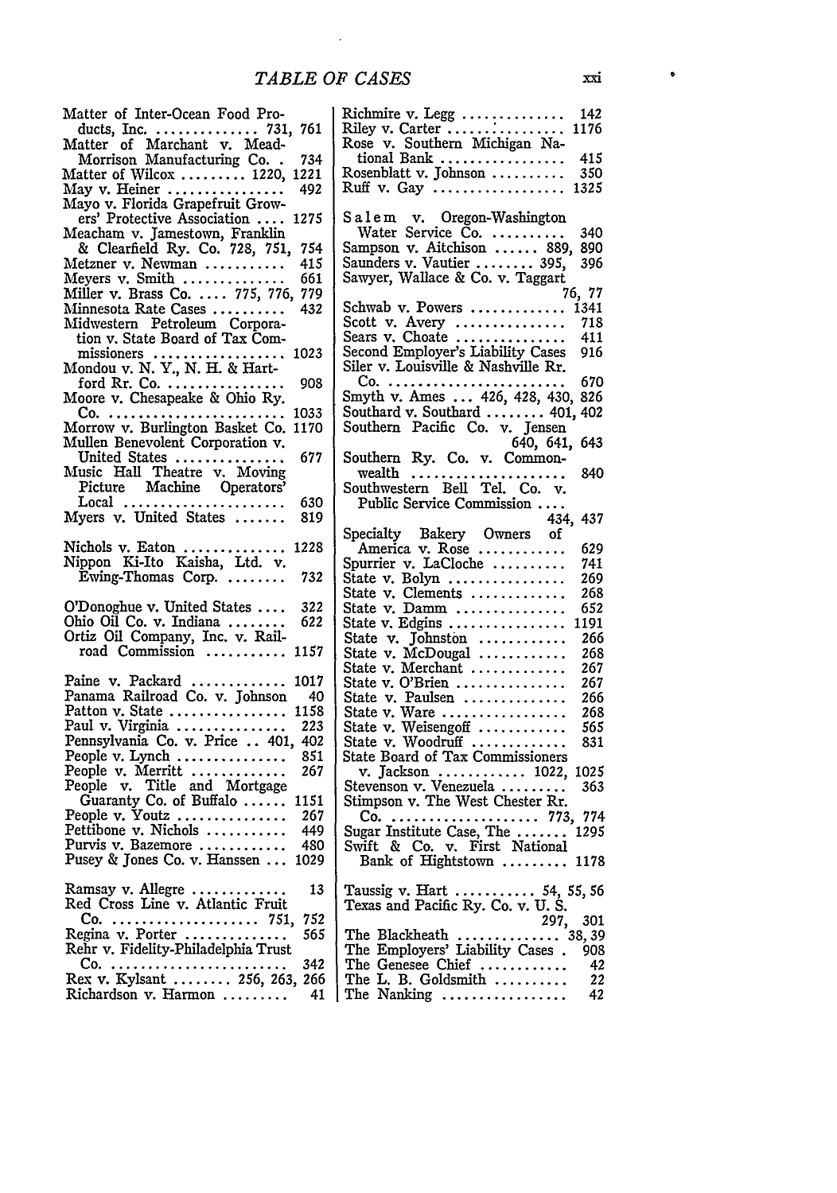## TABLE OF CASES

Matter of Inter-Ocean Food Products, Inc. .............. 731, 761
Matter of Marchant v. Mead-Morrison Manufacturing Co. . 734
Matter of Wilcox ......... 1220, 1221
May v. Heiner ................ 492
Mayo v. Florida Grapefruit Growers' Protective Association .... 1275
Meacham v. Jamestown, Franklin & Clearfield Ry. Co. 728, 751, 754
Metzner v. Newman ........... 415
Meyers v. Smith .............. 661
Miller v. Brass Co. .... 775, 776, 779
Minnesota Rate Cases .......... 432
Midwestern Petroleum Corporation v. State Board of Tax Commissioners .................. 1023
Mondou v. N. Y., N. H. & Hartford Rr. Co. ................ 908
Moore v. Chesapeake & Ohio Ry. Co. ........................ 1033
Morrow v. Burlington Basket Co. 1170
Mullen Benevolent Corporation v. United States ............... 677
Music Hall Theatre v. Moving Picture Machine Operators' Local ...................... 630
Myers v. United States ....... 819

Nichols v. Eaton .............. 1228
Nippon Ki-Ito Kaisha, Ltd. v. Ewing-Thomas Corp. ........ 732

O'Donoghue v. United States .... 322
Ohio Oil Co. v. Indiana ........ 622
Ortiz Oil Company, Inc. v. Railroad Commission ........... 1157

Paine v. Packard ............. 1017
Panama Railroad Co. v. Johnson 40
Patton v. State ................ 1158
Paul v. Virginia ............... 223
Pennsylvania Co. v. Price .. 401, 402
People v. Lynch ............... 851
People v. Merritt ............. 267
People v. Title and Mortgage Guaranty Co. of Buffalo ...... 1151
People v. Youtz ............... 267
Pettibone v. Nichols ........... 449
Purvis v. Bazemore ............ 480
Pusey & Jones Co. v. Hanssen ... 1029

Ramsay v. Allegre ............. 13
Red Cross Line v. Atlantic Fruit Co. ..................... 751, 752
Regina v. Porter .............. 565
Rehr v. Fidelity-Philadelphia Trust Co. ......................... 342
Rex v. Kylsant ........ 256, 263, 266
Richardson v. Harmon ......... 41
Richmire v. Legg .............. 142
Riley v. Carter ................ 1176
Rose v. Southern Michigan National Bank ................. 415
Rosenblatt v. Johnson .......... 350
Ruff v. Gay .................. 1325

Salem v. Oregon-Washington Water Service Co. .......... 340
Sampson v. Aitchison ...... 889, 890
Saunders v. Vautier ........ 395, 396
Sawyer, Wallace & Co. v. Taggart 76, 77
Schwab v. Powers ............. 1341
Scott v. Avery ............... 718
Sears v. Choate ............... 411
Second Employer's Liability Cases 916
Siler v. Louisville & Nashville Rr. Co. ........................ 670
Smyth v. Ames ... 426, 428, 430, 826
Southard v. Southard ........ 401, 402
Southern Pacific Co. v. Jensen 640, 641, 643
Southern Ry. Co. v. Commonwealth ..................... 840
Southwestern Bell Tel. Co. v. Public Service Commission .... 434, 437
Specialty Bakery Owners of America v. Rose ............ 629
Spurrier v. LaCloche .......... 741
State v. Bolyn ................ 269
State v. Clements ............. 268
State v. Damm ............... 652
State v. Edgins ................ 1191
State v. Johnston ............ 266
State v. McDougal ............ 268
State v. Merchant ............. 267
State v. O'Brien ............... 267
State v. Paulsen .............. 266
State v. Ware ................. 268
State v. Weisengoff ........... 565
State v. Woodruff ............. 831
State Board of Tax Commissioners v. Jackson ............ 1022, 1025
Stevenson v. Venezuela ......... 363
Stimpson v. The West Chester Rr. Co. .................... 773, 774
Sugar Institute Case, The ....... 1295
Swift & Co. v. First National Bank of Hightstown ......... 1178

Taussig v. Hart ........... 54, 55, 56
Texas and Pacific Ry. Co. v. U. S. 297, 301
The Blackheath .............. 38, 39
The Employers' Liability Cases . 908
The Genesee Chief ............ 42
The L. B. Goldsmith .......... 22
The Nanking ................. 42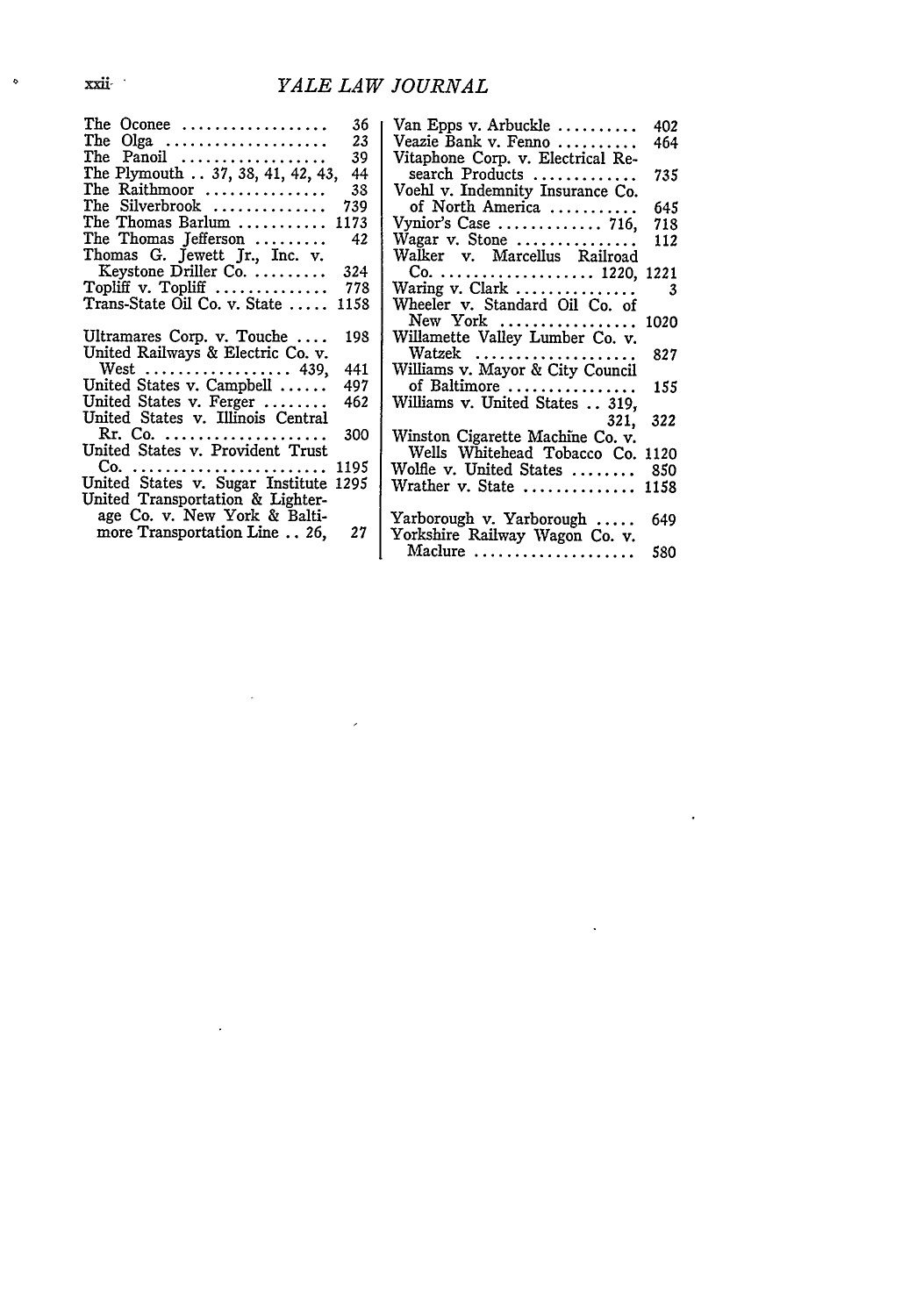The Oconee ................. 36
The Olga .................... 23
The Panoil .................. 39
The Plymouth .. 37, 38, 41, 42, 43, 44
The Raithmoor ............... 38
The Silverbrook .............. 739
The Thomas Barlum ........... 1173
The Thomas Jefferson ......... 42
Thomas G. Jewett Jr., Inc. v. Keystone Driller Co. ......... 324
Topliff v. Topliff .............. 778
Trans-State Oil Co. v. State ..... 1158

Ultramares Corp. v. Touche .... 198
United Railways & Electric Co. v. West ................. 439, 441
United States v. Campbell ...... 497
United States v. Ferger ........ 462
United States v. Illinois Central Rr. Co. .................... 300
United States v. Provident Trust Co. ........................ 1195
United States v. Sugar Institute 1295
United Transportation & Lighterage Co. v. New York & Baltimore Transportation Line .. 26, 27

Van Epps v. Arbuckle .......... 402
Veazie Bank v. Fenno .......... 464
Vitaphone Corp. v. Electrical Research Products ............. 735
Voehl v. Indemnity Insurance Co. of North America ........... 645
Vynior's Case ............. 716, 718
Wagar v. Stone ............... 112
Walker v. Marcellus Railroad Co. ................... 1220, 1221
Waring v. Clark ............... 3
Wheeler v. Standard Oil Co. of New York ................ 1020
Willamette Valley Lumber Co. v. Watzek .................... 827
Williams v. Mayor & City Council of Baltimore ................ 155
Williams v. United States .. 319, 321, 322
Winston Cigarette Machine Co. v. Wells Whitehead Tobacco Co. 1120
Wolfle v. United States ........ 850
Wrather v. State .............. 1158

Yarborough v. Yarborough ..... 649
Yorkshire Railway Wagon Co. v. Maclure .................... 580